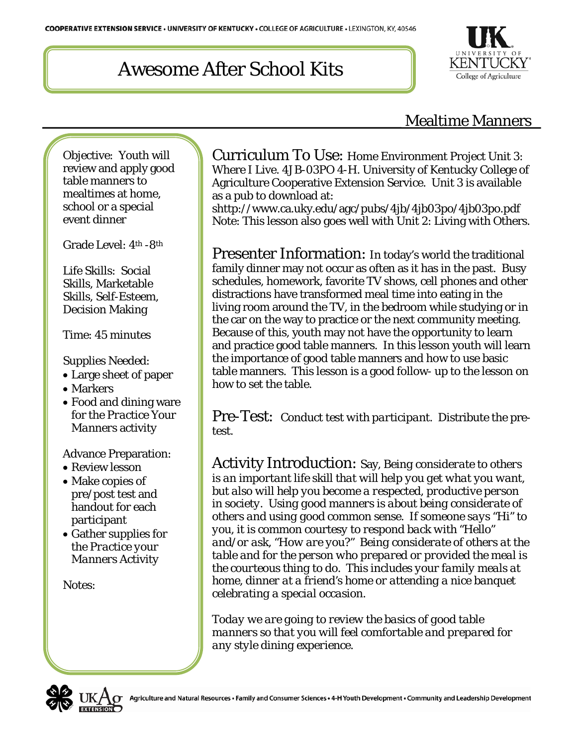COOPERATIVE EXTENSION SERVICE • UNIVERSITY OF KENTUCKY • COLLEGE OF AGRICULTURE • LEXINGTON, KY, 40546

# Awesome After School Kits

## Mealtime Manners

Objective: Youth will review and apply good table manners to mealtimes at home, school or a special event dinner

Grade Level: 4th -8th

Life Skills: Social Skills, Marketable Skills, Self-Esteem, Decision Making

Time: 45 minutes

Supplies Needed:

- Large sheet of paper
- Markers
- Food and dining ware for the *Practice Your Manners* activity

Advance Preparation:

- Review lesson
- Make copies of pre/post test and handout for each participant
- Gather supplies for the *Practice your Manners* Activity

Notes:

**Curriculum To Use:** Home Environment Project Unit 3: Where I Live. 4JB-03PO 4-H. University of Kentucky College of Agriculture Cooperative Extension Service. Unit 3 is available as a pub to download at: shttp://www.ca.uky.edu/agc/pubs/4jb/4jb03po/4jb03po.pdf Note: This lesson also goes well with Unit 2: Living with Others.

**Presenter Information:** In today's world the traditional family dinner may not occur as often as it has in the past. Busy schedules, homework, favorite TV shows, cell phones and other distractions have transformed meal time into eating in the living room around the TV, in the bedroom while studying or in the car on the way to practice or the next community meeting. Because of this, youth may not have the opportunity to learn and practice good table manners. In this lesson youth will learn the importance of good table manners and how to use basic table manners. This lesson is a good follow- up to the lesson on how to set the table.

**Pre-Test:** *Conduct test with participant.* Distribute the pre-test.

**Activity Introduction:** Say, *Being considerate to others is an important life skill that will help you get what you want, but also will help you become a respected, productive person in society. Using good manners is about being considerate of others and using good common sense. If someone says "Hi" to you, it is common courtesy to respond back with "Hello" and/or ask, "How are you?" Being considerate of others at the table and for the person who prepared or provided the meal is the courteous thing to do. This includes your family meals at home, dinner at a friend's home or attending a nice banquet celebrating a special occasion.*

*Today we are going to review the basics of good table manners so that you will feel comfortable and prepared for any style dining experience.*

Agriculture and Natural Resources • Family and Consumer Sciences • 4-H Youth Development • Community and Leadership Development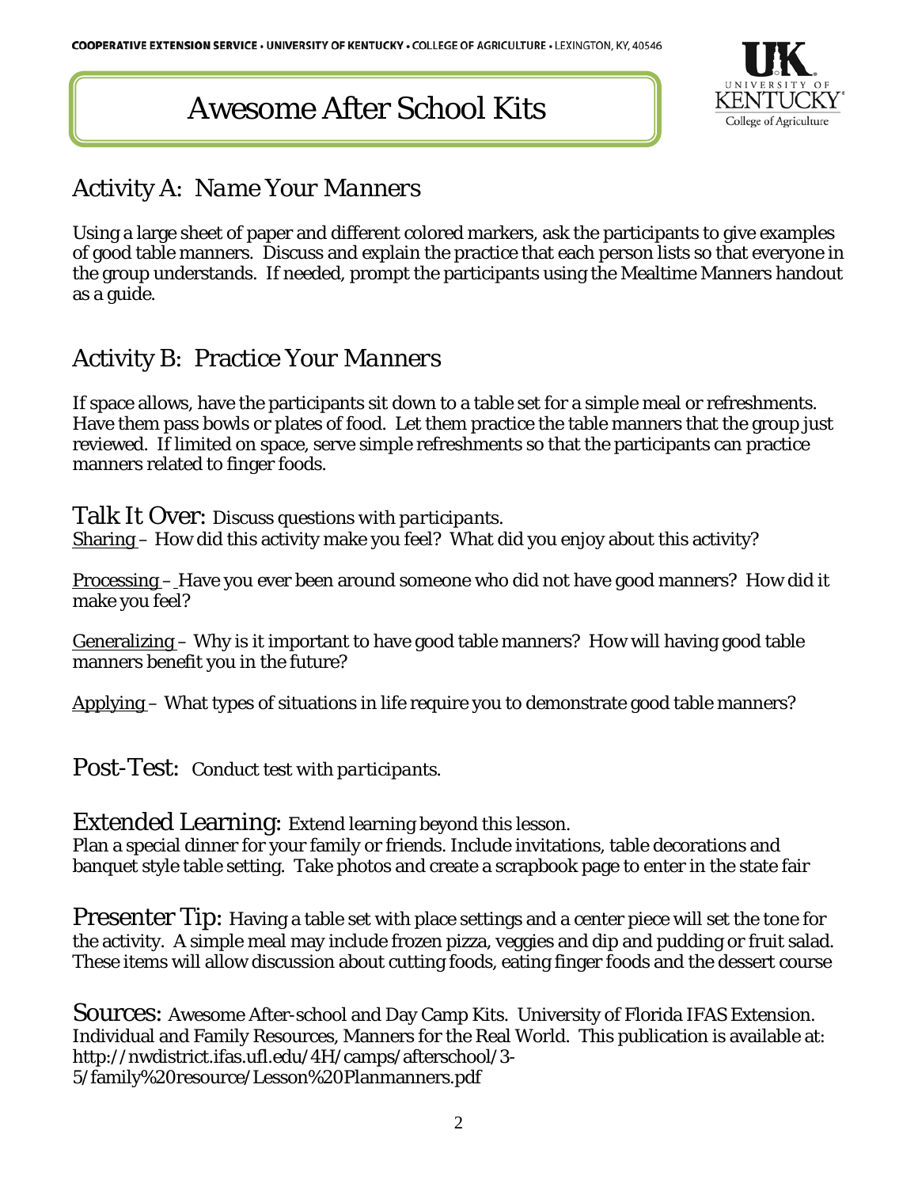# Awesome After School Kits

## Activity A: *Name Your Manners*

Using a large sheet of paper and different colored markers, ask the participants to give examples of good table manners. Discuss and explain the practice that each person lists so that everyone in the group understands. If needed, prompt the participants using the Mealtime Manners handout as a guide.

## Activity B: *Practice Your Manners*

If space allows, have the participants sit down to a table set for a simple meal or refreshments. Have them pass bowls or plates of food. Let them practice the table manners that the group just reviewed. If limited on space, serve simple refreshments so that the participants can practice manners related to finger foods.

**Talk It Over:** *Discuss questions with participants.*

Sharing – How did this activity make you feel? What did you enjoy about this activity?

Processing – Have you ever been around someone who did not have good manners? How did it make you feel?

Generalizing – Why is it important to have good table manners? How will having good table manners benefit you in the future?

Applying – What types of situations in life require you to demonstrate good table manners?

**Post-Test:** *Conduct test with participants.*

**Extended Learning:** Extend learning beyond this lesson.
Plan a special dinner for your family or friends. Include invitations, table decorations and banquet style table setting. Take photos and create a scrapbook page to enter in the state fair

**Presenter Tip:** Having a table set with place settings and a center piece will set the tone for the activity. A simple meal may include frozen pizza, veggies and dip and pudding or fruit salad. These items will allow discussion about cutting foods, eating finger foods and the dessert course

**Sources:** Awesome After-school and Day Camp Kits. University of Florida IFAS Extension. Individual and Family Resources, Manners for the Real World. This publication is available at: http://nwdistrict.ifas.ufl.edu/4H/camps/afterschool/3-5/family%20resource/Lesson%20Planmanners.pdf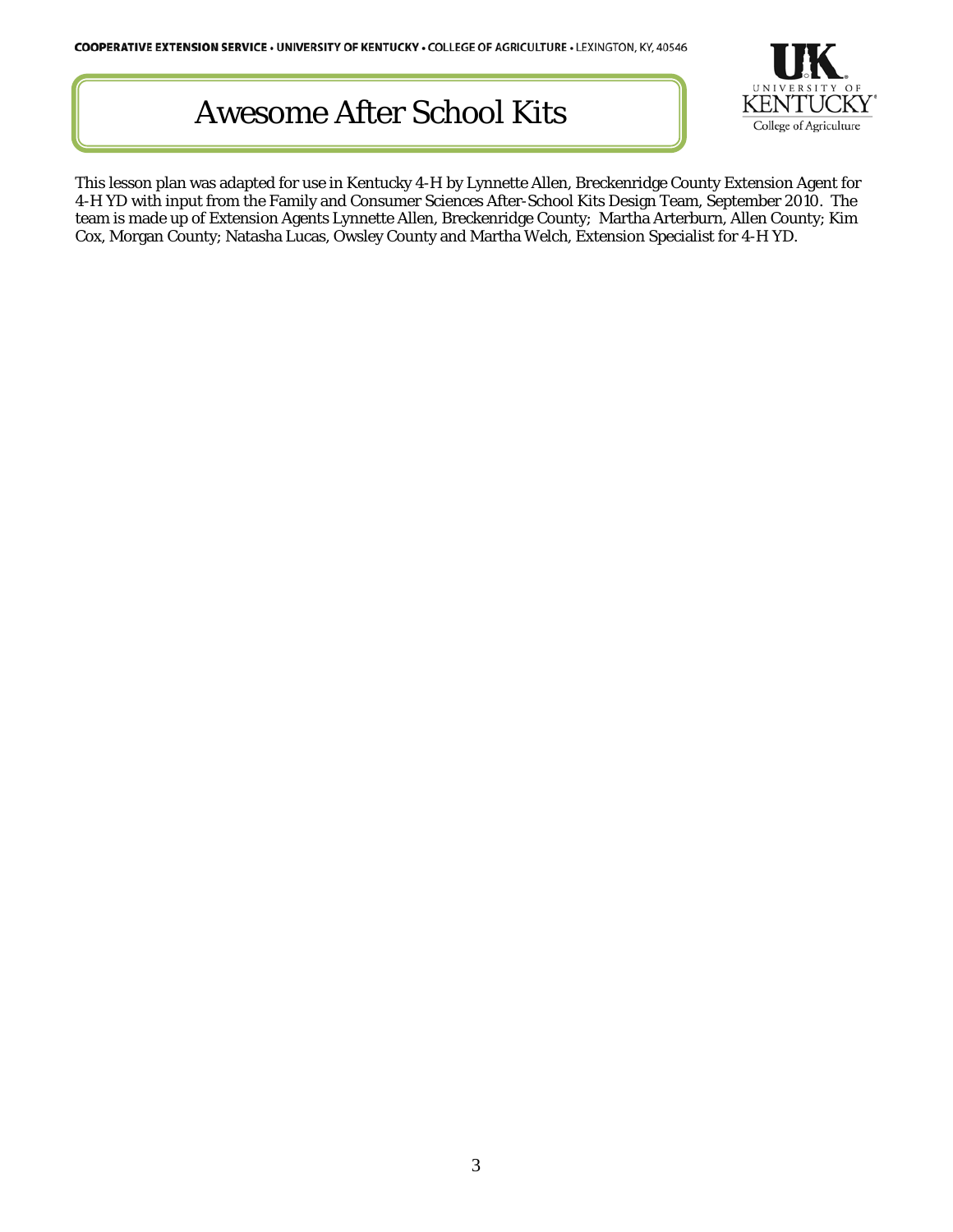# Awesome After School Kits

This lesson plan was adapted for use in Kentucky 4-H by Lynnette Allen, Breckenridge County Extension Agent for 4-H YD with input from the Family and Consumer Sciences After-School Kits Design Team, September 2010. The team is made up of Extension Agents Lynnette Allen, Breckenridge County; Martha Arterburn, Allen County; Kim Cox, Morgan County; Natasha Lucas, Owsley County and Martha Welch, Extension Specialist for 4-H YD.